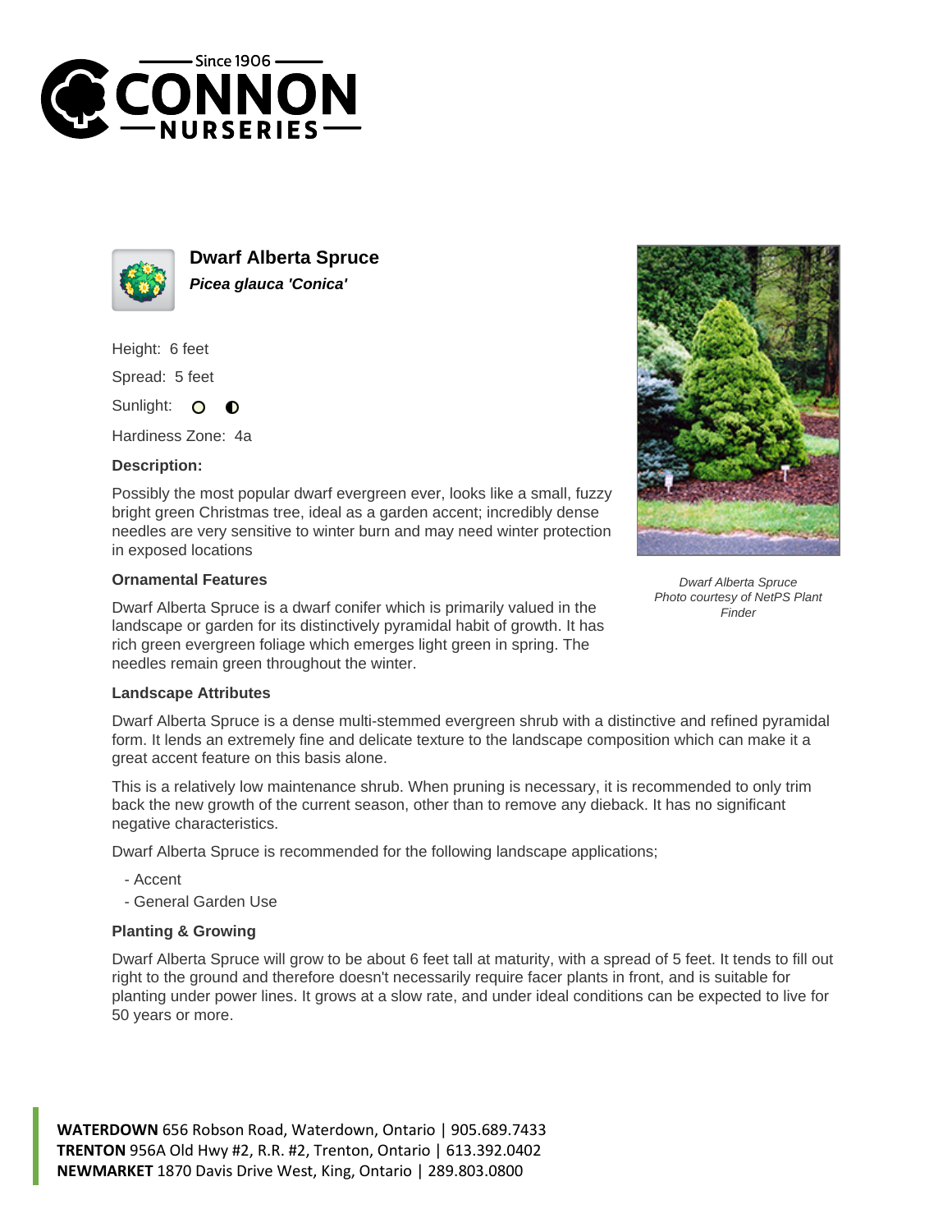# Dwarf Alberta Spruce

***Picea glauca 'Conica'***

Height: 6 feet

Spread: 5 feet

Sunlight:

Hardiness Zone: 4a

**Description:**

Possibly the most popular dwarf evergreen ever, looks like a small, fuzzy bright green Christmas tree, ideal as a garden accent; incredibly dense needles are very sensitive to winter burn and may need winter protection in exposed locations

*Dwarf Alberta Spruce*
*Photo courtesy of NetPS Plant Finder*

### Ornamental Features

Dwarf Alberta Spruce is a dwarf conifer which is primarily valued in the landscape or garden for its distinctively pyramidal habit of growth. It has rich green evergreen foliage which emerges light green in spring. The needles remain green throughout the winter.

### Landscape Attributes

Dwarf Alberta Spruce is a dense multi-stemmed evergreen shrub with a distinctive and refined pyramidal form. It lends an extremely fine and delicate texture to the landscape composition which can make it a great accent feature on this basis alone.

This is a relatively low maintenance shrub. When pruning is necessary, it is recommended to only trim back the new growth of the current season, other than to remove any dieback. It has no significant negative characteristics.

Dwarf Alberta Spruce is recommended for the following landscape applications;

- Accent
- General Garden Use

### Planting & Growing

Dwarf Alberta Spruce will grow to be about 6 feet tall at maturity, with a spread of 5 feet. It tends to fill out right to the ground and therefore doesn't necessarily require facer plants in front, and is suitable for planting under power lines. It grows at a slow rate, and under ideal conditions can be expected to live for 50 years or more.

**WATERDOWN** 656 Robson Road, Waterdown, Ontario | 905.689.7433
**TRENTON** 956A Old Hwy #2, R.R. #2, Trenton, Ontario | 613.392.0402
**NEWMARKET** 1870 Davis Drive West, King, Ontario | 289.803.0800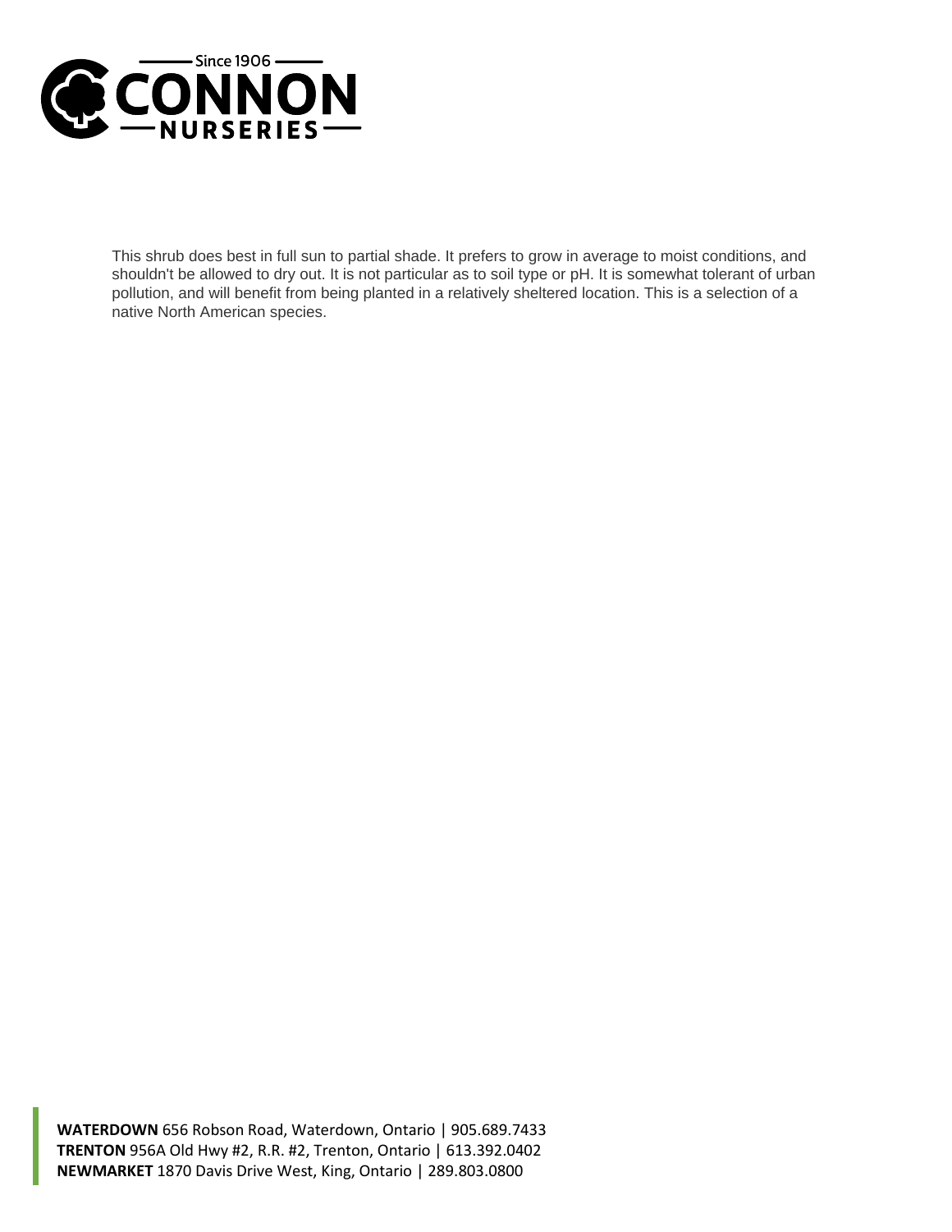This shrub does best in full sun to partial shade. It prefers to grow in average to moist conditions, and shouldn't be allowed to dry out. It is not particular as to soil type or pH. It is somewhat tolerant of urban pollution, and will benefit from being planted in a relatively sheltered location. This is a selection of a native North American species.